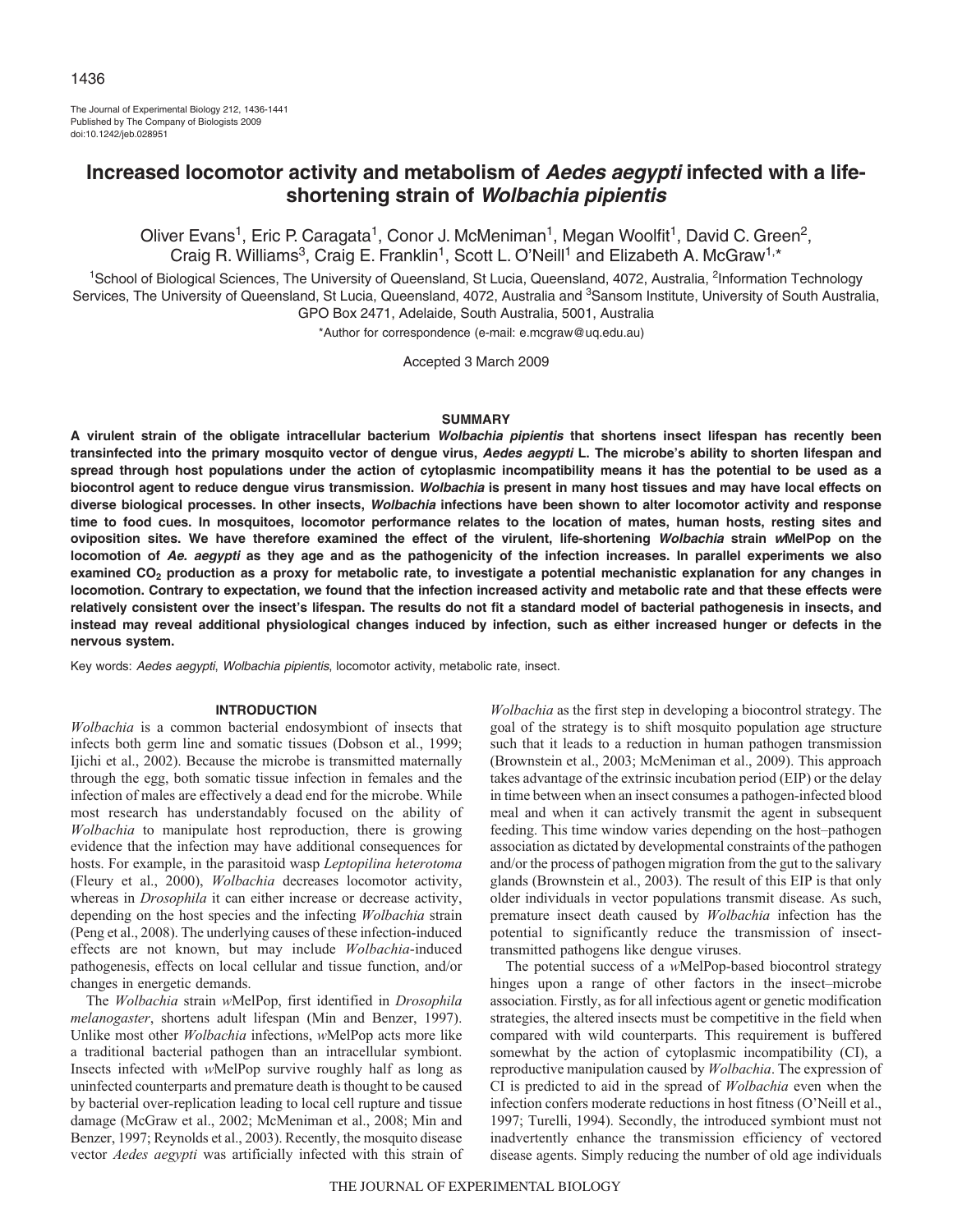# Increased locomotor activity and metabolism of *Aedes aegypti* infected with a life-shortening strain of *Wolbachia pipientis*

Oliver Evans[1], Eric P. Caragata[1], Conor J. McMeniman[1], Megan Woolfit[1], David C. Green[2], Craig R. Williams[3], Craig E. Franklin[1], Scott L. O'Neill[1] and Elizabeth A. McGraw[1,*]

[1]School of Biological Sciences, The University of Queensland, St Lucia, Queensland, 4072, Australia, [2]Information Technology Services, The University of Queensland, St Lucia, Queensland, 4072, Australia and [3]Sansom Institute, University of South Australia, GPO Box 2471, Adelaide, South Australia, 5001, Australia

*Author for correspondence (e-mail: e.mcgraw@uq.edu.au)

Accepted 3 March 2009

## SUMMARY

**A virulent strain of the obligate intracellular bacterium *Wolbachia pipientis* that shortens insect lifespan has recently been transinfected into the primary mosquito vector of dengue virus, *Aedes aegypti* L. The microbe's ability to shorten lifespan and spread through host populations under the action of cytoplasmic incompatibility means it has the potential to be used as a biocontrol agent to reduce dengue virus transmission. *Wolbachia* is present in many host tissues and may have local effects on diverse biological processes. In other insects, *Wolbachia* infections have been shown to alter locomotor activity and response time to food cues. In mosquitoes, locomotor performance relates to the location of mates, human hosts, resting sites and oviposition sites. We have therefore examined the effect of the virulent, life-shortening *Wolbachia* strain *w*MelPop on the locomotion of *Ae. aegypti* as they age and as the pathogenicity of the infection increases. In parallel experiments we also examined $CO_2$ production as a proxy for metabolic rate, to investigate a potential mechanistic explanation for any changes in locomotion. Contrary to expectation, we found that the infection increased activity and metabolic rate and that these effects were relatively consistent over the insect's lifespan. The results do not fit a standard model of bacterial pathogenesis in insects, and instead may reveal additional physiological changes induced by infection, such as either increased hunger or defects in the nervous system.**

Key words: *Aedes aegypti*, *Wolbachia pipientis*, locomotor activity, metabolic rate, insect.

## INTRODUCTION

*Wolbachia* is a common bacterial endosymbiont of insects that infects both germ line and somatic tissues (Dobson et al., 1999; Ijichi et al., 2002). Because the microbe is transmitted maternally through the egg, both somatic tissue infection in females and the infection of males are effectively a dead end for the microbe. While most research has understandably focused on the ability of *Wolbachia* to manipulate host reproduction, there is growing evidence that the infection may have additional consequences for hosts. For example, in the parasitoid wasp *Leptopilina heterotoma* (Fleury et al., 2000), *Wolbachia* decreases locomotor activity, whereas in *Drosophila* it can either increase or decrease activity, depending on the host species and the infecting *Wolbachia* strain (Peng et al., 2008). The underlying causes of these infection-induced effects are not known, but may include *Wolbachia*-induced pathogenesis, effects on local cellular and tissue function, and/or changes in energetic demands.

The *Wolbachia* strain *w*MelPop, first identified in *Drosophila melanogaster*, shortens adult lifespan (Min and Benzer, 1997). Unlike most other *Wolbachia* infections, *w*MelPop acts more like a traditional bacterial pathogen than an intracellular symbiont. Insects infected with *w*MelPop survive roughly half as long as uninfected counterparts and premature death is thought to be caused by bacterial over-replication leading to local cell rupture and tissue damage (McGraw et al., 2002; McMeniman et al., 2008; Min and Benzer, 1997; Reynolds et al., 2003). Recently, the mosquito disease vector *Aedes aegypti* was artificially infected with this strain of *Wolbachia* as the first step in developing a biocontrol strategy. The goal of the strategy is to shift mosquito population age structure such that it leads to a reduction in human pathogen transmission (Brownstein et al., 2003; McMeniman et al., 2009). This approach takes advantage of the extrinsic incubation period (EIP) or the delay in time between when an insect consumes a pathogen-infected blood meal and when it can actively transmit the agent in subsequent feeding. This time window varies depending on the host–pathogen association as dictated by developmental constraints of the pathogen and/or the process of pathogen migration from the gut to the salivary glands (Brownstein et al., 2003). The result of this EIP is that only older individuals in vector populations transmit disease. As such, premature insect death caused by *Wolbachia* infection has the potential to significantly reduce the transmission of insect-transmitted pathogens like dengue viruses.

The potential success of a *w*MelPop-based biocontrol strategy hinges upon a range of other factors in the insect–microbe association. Firstly, as for all infectious agent or genetic modification strategies, the altered insects must be competitive in the field when compared with wild counterparts. This requirement is buffered somewhat by the action of cytoplasmic incompatibility (CI), a reproductive manipulation caused by *Wolbachia*. The expression of CI is predicted to aid in the spread of *Wolbachia* even when the infection confers moderate reductions in host fitness (O'Neill et al., 1997; Turelli, 1994). Secondly, the introduced symbiont must not inadvertently enhance the transmission efficiency of vectored disease agents. Simply reducing the number of old age individuals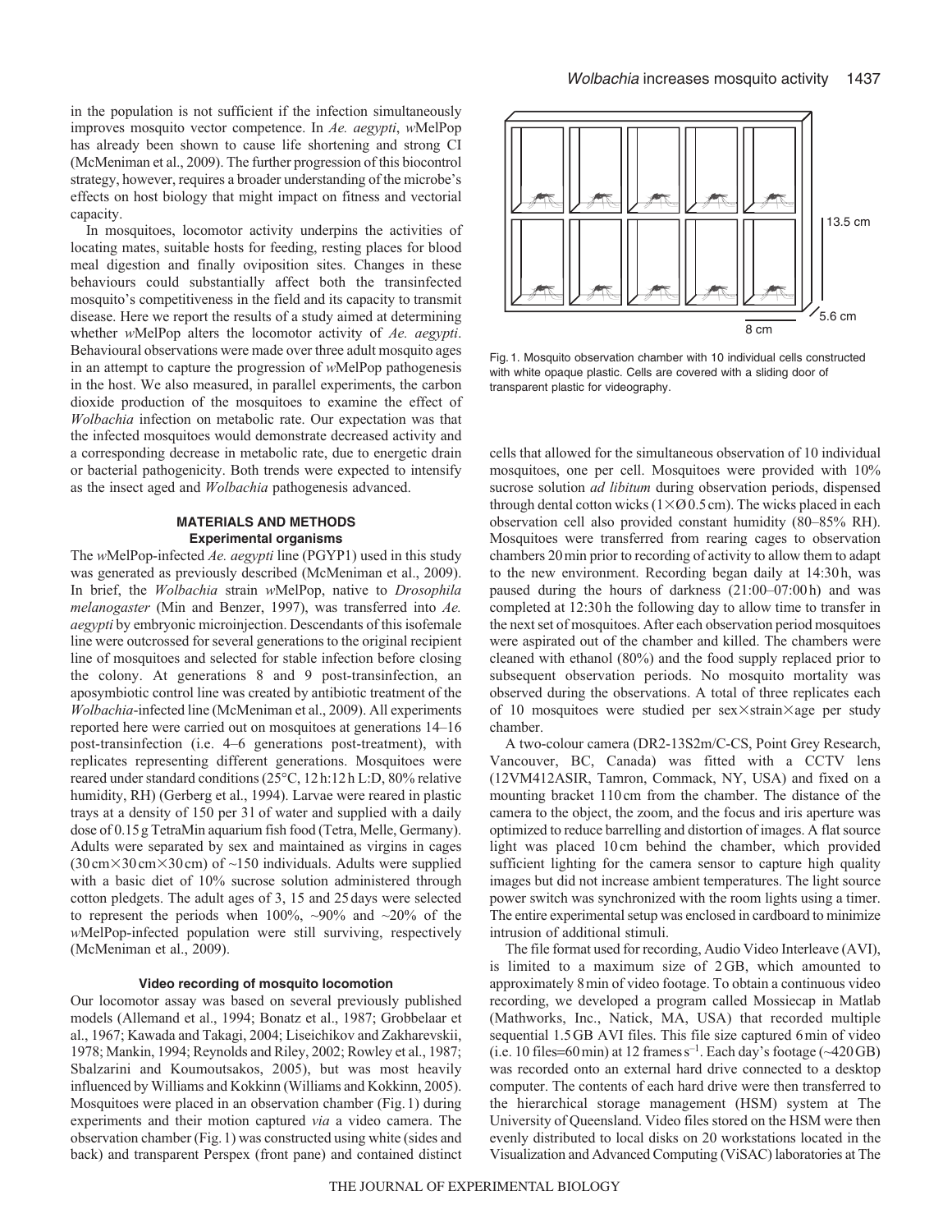in the population is not sufficient if the infection simultaneously improves mosquito vector competence. In *Ae. aegypti*, *w*MelPop has already been shown to cause life shortening and strong CI (McMeniman et al., 2009). The further progression of this biocontrol strategy, however, requires a broader understanding of the microbe's effects on host biology that might impact on fitness and vectorial capacity.

In mosquitoes, locomotor activity underpins the activities of locating mates, suitable hosts for feeding, resting places for blood meal digestion and finally oviposition sites. Changes in these behaviours could substantially affect both the transinfected mosquito's competitiveness in the field and its capacity to transmit disease. Here we report the results of a study aimed at determining whether *w*MelPop alters the locomotor activity of *Ae. aegypti*. Behavioural observations were made over three adult mosquito ages in an attempt to capture the progression of *w*MelPop pathogenesis in the host. We also measured, in parallel experiments, the carbon dioxide production of the mosquitoes to examine the effect of *Wolbachia* infection on metabolic rate. Our expectation was that the infected mosquitoes would demonstrate decreased activity and a corresponding decrease in metabolic rate, due to energetic drain or bacterial pathogenicity. Both trends were expected to intensify as the insect aged and *Wolbachia* pathogenesis advanced.

## MATERIALS AND METHODS

### Experimental organisms

The *w*MelPop-infected *Ae. aegypti* line (PGYP1) used in this study was generated as previously described (McMeniman et al., 2009). In brief, the *Wolbachia* strain *w*MelPop, native to *Drosophila melanogaster* (Min and Benzer, 1997), was transferred into *Ae. aegypti* by embryonic microinjection. Descendants of this isofemale line were outcrossed for several generations to the original recipient line of mosquitoes and selected for stable infection before closing the colony. At generations 8 and 9 post-transinfection, an aposymbiotic control line was created by antibiotic treatment of the *Wolbachia*-infected line (McMeniman et al., 2009). All experiments reported here were carried out on mosquitoes at generations 14–16 post-transinfection (i.e. 4–6 generations post-treatment), with replicates representing different generations. Mosquitoes were reared under standard conditions (25°C, 12 h:12 h L:D, 80% relative humidity, RH) (Gerberg et al., 1994). Larvae were reared in plastic trays at a density of 150 per 3 l of water and supplied with a daily dose of 0.15 g TetraMin aquarium fish food (Tetra, Melle, Germany). Adults were separated by sex and maintained as virgins in cages (30 cm×30 cm×30 cm) of ~150 individuals. Adults were supplied with a basic diet of 10% sucrose solution administered through cotton pledgets. The adult ages of 3, 15 and 25 days were selected to represent the periods when 100%, ~90% and ~20% of the *w*MelPop-infected population were still surviving, respectively (McMeniman et al., 2009).

### Video recording of mosquito locomotion

Our locomotor assay was based on several previously published models (Allemand et al., 1994; Bonatz et al., 1987; Grobbelaar et al., 1967; Kawada and Takagi, 2004; Liseichikov and Zakharevskii, 1978; Mankin, 1994; Reynolds and Riley, 2002; Rowley et al., 1987; Sbalzarini and Koumoutsakos, 2005), but was most heavily influenced by Williams and Kokkinn (Williams and Kokkinn, 2005). Mosquitoes were placed in an observation chamber (Fig. 1) during experiments and their motion captured *via* a video camera. The observation chamber (Fig. 1) was constructed using white (sides and back) and transparent Perspex (front pane) and contained distinct cells that allowed for the simultaneous observation of 10 individual mosquitoes, one per cell. Mosquitoes were provided with 10% sucrose solution *ad libitum* during observation periods, dispensed through dental cotton wicks (1×Ø0.5 cm). The wicks placed in each observation cell also provided constant humidity (80–85% RH). Mosquitoes were transferred from rearing cages to observation chambers 20 min prior to recording of activity to allow them to adapt to the new environment. Recording began daily at 14:30 h, was paused during the hours of darkness (21:00–07:00 h) and was completed at 12:30 h the following day to allow time to transfer in the next set of mosquitoes. After each observation period mosquitoes were aspirated out of the chamber and killed. The chambers were cleaned with ethanol (80%) and the food supply replaced prior to subsequent observation periods. No mosquito mortality was observed during the observations. A total of three replicates each of 10 mosquitoes were studied per sex×strain×age per study chamber.

Fig. 1. Mosquito observation chamber with 10 individual cells constructed with white opaque plastic. Cells are covered with a sliding door of transparent plastic for videography.

A two-colour camera (DR2-13S2m/C-CS, Point Grey Research, Vancouver, BC, Canada) was fitted with a CCTV lens (12VM412ASIR, Tamron, Commack, NY, USA) and fixed on a mounting bracket 110 cm from the chamber. The distance of the camera to the object, the zoom, and the focus and iris aperture was optimized to reduce barrelling and distortion of images. A flat source light was placed 10 cm behind the chamber, which provided sufficient lighting for the camera sensor to capture high quality images but did not increase ambient temperatures. The light source power switch was synchronized with the room lights using a timer. The entire experimental setup was enclosed in cardboard to minimize intrusion of additional stimuli.

The file format used for recording, Audio Video Interleave (AVI), is limited to a maximum size of 2 GB, which amounted to approximately 8 min of video footage. To obtain a continuous video recording, we developed a program called Mossiecap in Matlab (Mathworks, Inc., Natick, MA, USA) that recorded multiple sequential 1.5 GB AVI files. This file size captured 6 min of video (i.e. 10 files=60 min) at 12 frames $s^{-1}$. Each day's footage (~420 GB) was recorded onto an external hard drive connected to a desktop computer. The contents of each hard drive were then transferred to the hierarchical storage management (HSM) system at The University of Queensland. Video files stored on the HSM were then evenly distributed to local disks on 20 workstations located in the Visualization and Advanced Computing (ViSAC) laboratories at The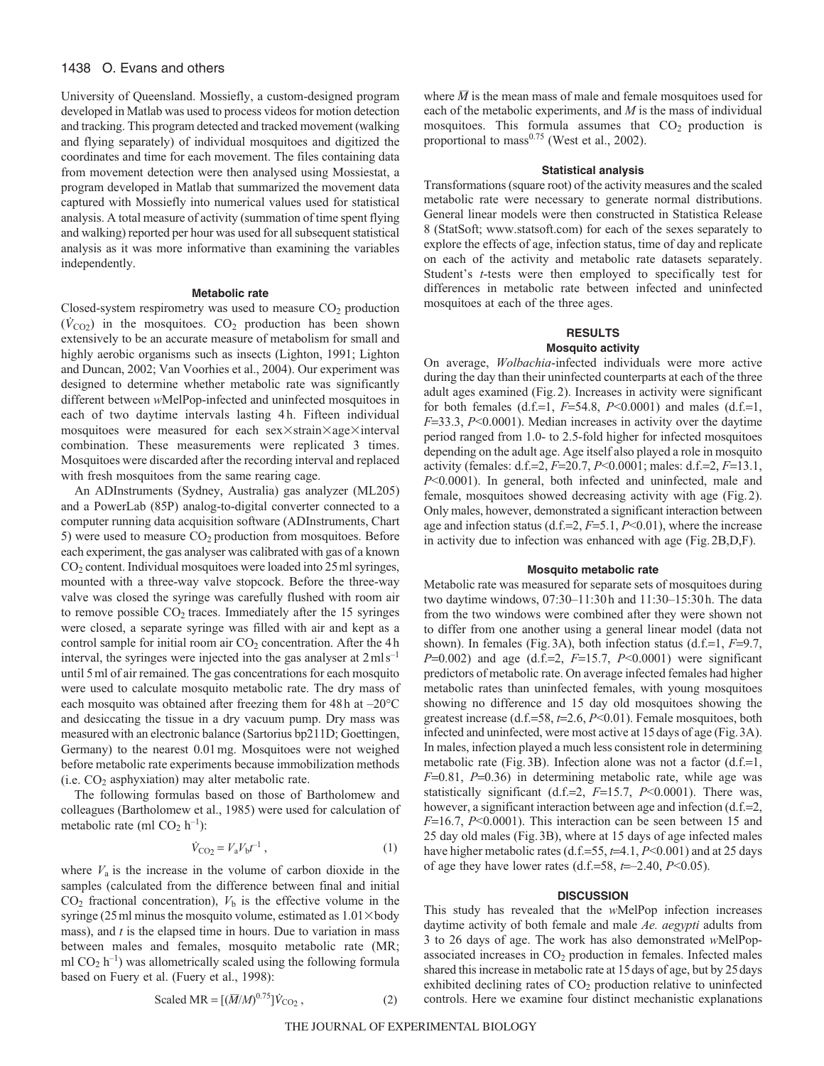University of Queensland. Mossiefly, a custom-designed program developed in Matlab was used to process videos for motion detection and tracking. This program detected and tracked movement (walking and flying separately) of individual mosquitoes and digitized the coordinates and time for each movement. The files containing data from movement detection were then analysed using Mossiestat, a program developed in Matlab that summarized the movement data captured with Mossiefly into numerical values used for statistical analysis. A total measure of activity (summation of time spent flying and walking) reported per hour was used for all subsequent statistical analysis as it was more informative than examining the variables independently.

### Metabolic rate

Closed-system respirometry was used to measure $CO_2$ production ($\dot{V}_{CO_2}$) in the mosquitoes. $CO_2$ production has been shown extensively to be an accurate measure of metabolism for small and highly aerobic organisms such as insects (Lighton, 1991; Lighton and Duncan, 2002; Van Voorhies et al., 2004). Our experiment was designed to determine whether metabolic rate was significantly different between *w*MelPop-infected and uninfected mosquitoes in each of two daytime intervals lasting 4 h. Fifteen individual mosquitoes were measured for each sex×strain×age×interval combination. These measurements were replicated 3 times. Mosquitoes were discarded after the recording interval and replaced with fresh mosquitoes from the same rearing cage.

An ADInstruments (Sydney, Australia) gas analyzer (ML205) and a PowerLab (85P) analog-to-digital converter connected to a computer running data acquisition software (ADInstruments, Chart 5) were used to measure $CO_2$ production from mosquitoes. Before each experiment, the gas analyser was calibrated with gas of a known $CO_2$ content. Individual mosquitoes were loaded into 25 ml syringes, mounted with a three-way valve stopcock. Before the three-way valve was closed the syringe was carefully flushed with room air to remove possible $CO_2$ traces. Immediately after the 15 syringes were closed, a separate syringe was filled with air and kept as a control sample for initial room air $CO_2$ concentration. After the 4 h interval, the syringes were injected into the gas analyser at $2\,\mathrm{ml\,s^{-1}}$ until 5 ml of air remained. The gas concentrations for each mosquito were used to calculate mosquito metabolic rate. The dry mass of each mosquito was obtained after freezing them for 48 h at –20°C and desiccating the tissue in a dry vacuum pump. Dry mass was measured with an electronic balance (Sartorius bp211D; Goettingen, Germany) to the nearest 0.01 mg. Mosquitoes were not weighed before metabolic rate experiments because immobilization methods (i.e. $CO_2$ asphyxiation) may alter metabolic rate.

The following formulas based on those of Bartholomew and colleagues (Bartholomew et al., 1985) were used for calculation of metabolic rate (ml $CO_2$ $\mathrm{h^{-1}}$):

$$\dot{V}_{CO_2} = V_a V_b t^{-1}\,, \tag{1}$$

where $V_a$ is the increase in the volume of carbon dioxide in the samples (calculated from the difference between final and initial $CO_2$ fractional concentration), $V_b$ is the effective volume in the syringe (25 ml minus the mosquito volume, estimated as 1.01× body mass), and $t$ is the elapsed time in hours. Due to variation in mass between males and females, mosquito metabolic rate (MR; ml $CO_2$ $\mathrm{h^{-1}}$) was allometrically scaled using the following formula based on Fuery et al. (Fuery et al., 1998):

$$\text{Scaled MR} = [(\bar{M}/M)^{0.75}]\dot{V}_{CO_2}\,, \tag{2}$$

where $\bar{M}$ is the mean mass of male and female mosquitoes used for each of the metabolic experiments, and $M$ is the mass of individual mosquitoes. This formula assumes that $CO_2$ production is proportional to mass$^{0.75}$ (West et al., 2002).

### Statistical analysis

Transformations (square root) of the activity measures and the scaled metabolic rate were necessary to generate normal distributions. General linear models were then constructed in Statistica Release 8 (StatSoft; www.statsoft.com) for each of the sexes separately to explore the effects of age, infection status, time of day and replicate on each of the activity and metabolic rate datasets separately. Student's *t*-tests were then employed to specifically test for differences in metabolic rate between infected and uninfected mosquitoes at each of the three ages.

## RESULTS

### Mosquito activity

On average, *Wolbachia*-infected individuals were more active during the day than their uninfected counterparts at each of the three adult ages examined (Fig. 2). Increases in activity were significant for both females (d.f.=1, $F$=54.8, $P$<0.0001) and males (d.f.=1, $F$=33.3, $P$<0.0001). Median increases in activity over the daytime period ranged from 1.0- to 2.5-fold higher for infected mosquitoes depending on the adult age. Age itself also played a role in mosquito activity (females: d.f.=2, $F$=20.7, $P$<0.0001; males: d.f.=2, $F$=13.1, $P$<0.0001). In general, both infected and uninfected, male and female, mosquitoes showed decreasing activity with age (Fig. 2). Only males, however, demonstrated a significant interaction between age and infection status (d.f.=2, $F$=5.1, $P$<0.01), where the increase in activity due to infection was enhanced with age (Fig. 2B,D,F).

### Mosquito metabolic rate

Metabolic rate was measured for separate sets of mosquitoes during two daytime windows, 07:30–11:30 h and 11:30–15:30 h. The data from the two windows were combined after they were shown not to differ from one another using a general linear model (data not shown). In females (Fig. 3A), both infection status (d.f.=1, $F$=9.7, $P$=0.002) and age (d.f.=2, $F$=15.7, $P$<0.0001) were significant predictors of metabolic rate. On average infected females had higher metabolic rates than uninfected females, with young mosquitoes showing no difference and 15 day old mosquitoes showing the greatest increase (d.f.=58, $t$=2.6, $P$<0.01). Female mosquitoes, both infected and uninfected, were most active at 15 days of age (Fig. 3A). In males, infection played a much less consistent role in determining metabolic rate (Fig. 3B). Infection alone was not a factor (d.f.=1, $F$=0.81, $P$=0.36) in determining metabolic rate, while age was statistically significant (d.f.=2, $F$=15.7, $P$<0.0001). There was, however, a significant interaction between age and infection (d.f.=2, $F$=16.7, $P$<0.0001). This interaction can be seen between 15 and 25 day old males (Fig. 3B), where at 15 days of age infected males have higher metabolic rates (d.f.=55, $t$=4.1, $P$<0.001) and at 25 days of age they have lower rates (d.f.=58, $t$=–2.40, $P$<0.05).

## DISCUSSION

This study has revealed that the *w*MelPop infection increases daytime activity of both female and male *Ae. aegypti* adults from 3 to 26 days of age. The work has also demonstrated *w*MelPop-associated increases in $CO_2$ production in females. Infected males shared this increase in metabolic rate at 15 days of age, but by 25 days exhibited declining rates of $CO_2$ production relative to uninfected controls. Here we examine four distinct mechanistic explanations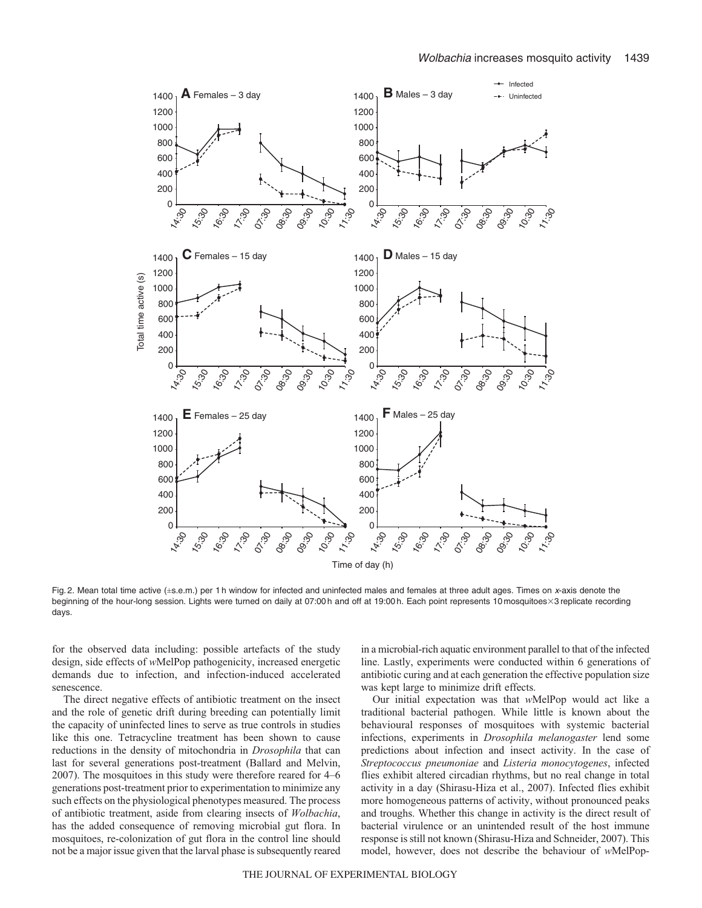Fig. 2. Mean total time active (±s.e.m.) per 1 h window for infected and uninfected males and females at three adult ages. Times on *x*-axis denote the beginning of the hour-long session. Lights were turned on daily at 07:00 h and off at 19:00 h. Each point represents 10 mosquitoes×3 replicate recording days.

for the observed data including: possible artefacts of the study design, side effects of *w*MelPop pathogenicity, increased energetic demands due to infection, and infection-induced accelerated senescence.

The direct negative effects of antibiotic treatment on the insect and the role of genetic drift during breeding can potentially limit the capacity of uninfected lines to serve as true controls in studies like this one. Tetracycline treatment has been shown to cause reductions in the density of mitochondria in *Drosophila* that can last for several generations post-treatment (Ballard and Melvin, 2007). The mosquitoes in this study were therefore reared for 4–6 generations post-treatment prior to experimentation to minimize any such effects on the physiological phenotypes measured. The process of antibiotic treatment, aside from clearing insects of *Wolbachia*, has the added consequence of removing microbial gut flora. In mosquitoes, re-colonization of gut flora in the control line should not be a major issue given that the larval phase is subsequently reared in a microbial-rich aquatic environment parallel to that of the infected line. Lastly, experiments were conducted within 6 generations of antibiotic curing and at each generation the effective population size was kept large to minimize drift effects.

Our initial expectation was that *w*MelPop would act like a traditional bacterial pathogen. While little is known about the behavioural responses of mosquitoes with systemic bacterial infections, experiments in *Drosophila melanogaster* lend some predictions about infection and insect activity. In the case of *Streptococcus pneumoniae* and *Listeria monocytogenes*, infected flies exhibit altered circadian rhythms, but no real change in total activity in a day (Shirasu-Hiza et al., 2007). Infected flies exhibit more homogeneous patterns of activity, without pronounced peaks and troughs. Whether this change in activity is the direct result of bacterial virulence or an unintended result of the host immune response is still not known (Shirasu-Hiza and Schneider, 2007). This model, however, does not describe the behaviour of *w*MelPop-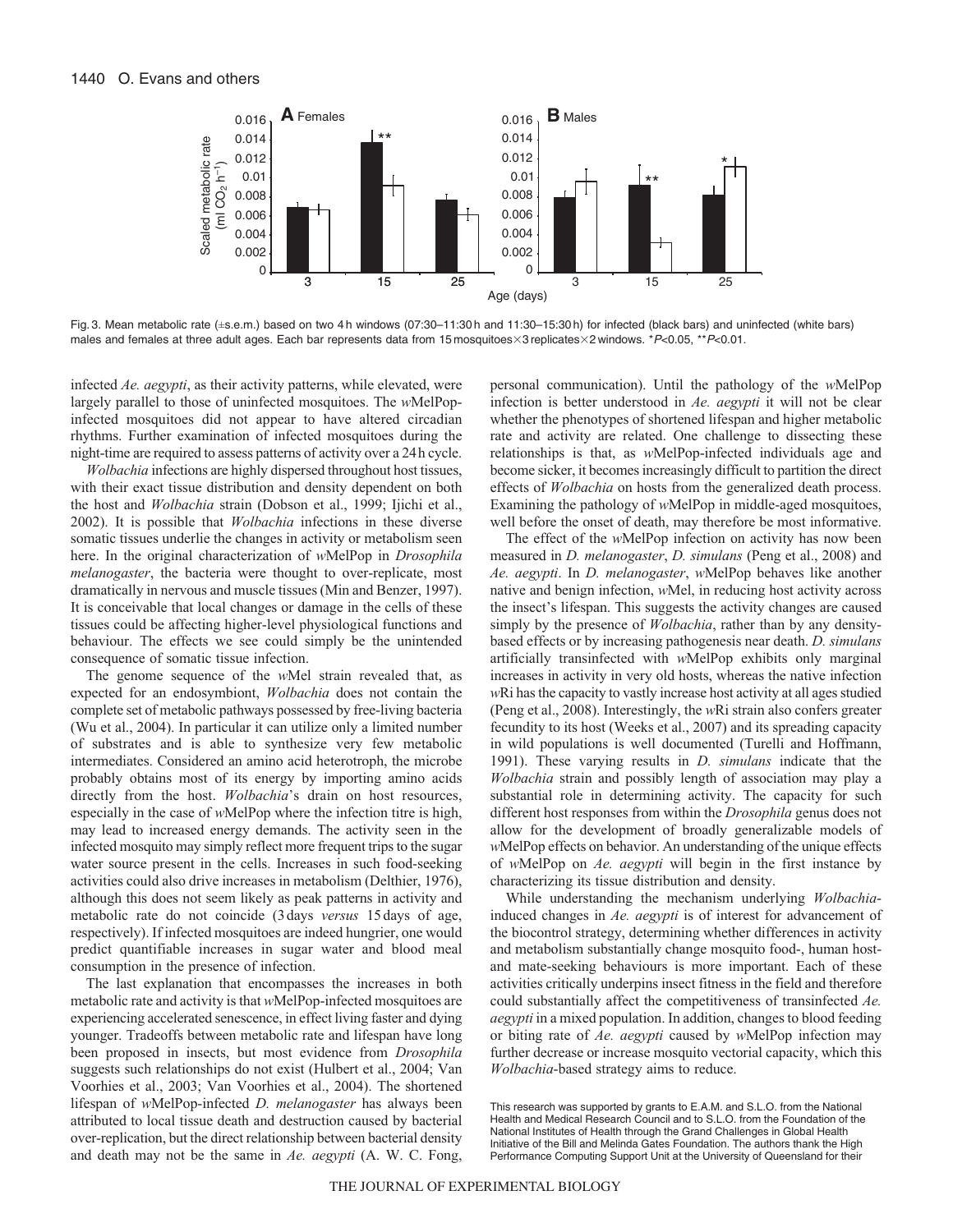Fig. 3. Mean metabolic rate (±s.e.m.) based on two 4 h windows (07:30–11:30 h and 11:30–15:30 h) for infected (black bars) and uninfected (white bars) males and females at three adult ages. Each bar represents data from 15 mosquitoes×3 replicates×2 windows. \*$P$<0.05, \*\*$P$<0.01.

infected *Ae. aegypti*, as their activity patterns, while elevated, were largely parallel to those of uninfected mosquitoes. The *w*MelPop-infected mosquitoes did not appear to have altered circadian rhythms. Further examination of infected mosquitoes during the night-time are required to assess patterns of activity over a 24 h cycle.

*Wolbachia* infections are highly dispersed throughout host tissues, with their exact tissue distribution and density dependent on both the host and *Wolbachia* strain (Dobson et al., 1999; Ijichi et al., 2002). It is possible that *Wolbachia* infections in these diverse somatic tissues underlie the changes in activity or metabolism seen here. In the original characterization of *w*MelPop in *Drosophila melanogaster*, the bacteria were thought to over-replicate, most dramatically in nervous and muscle tissues (Min and Benzer, 1997). It is conceivable that local changes or damage in the cells of these tissues could be affecting higher-level physiological functions and behaviour. The effects we see could simply be the unintended consequence of somatic tissue infection.

The genome sequence of the *w*Mel strain revealed that, as expected for an endosymbiont, *Wolbachia* does not contain the complete set of metabolic pathways possessed by free-living bacteria (Wu et al., 2004). In particular it can utilize only a limited number of substrates and is able to synthesize very few metabolic intermediates. Considered an amino acid heterotroph, the microbe probably obtains most of its energy by importing amino acids directly from the host. *Wolbachia*'s drain on host resources, especially in the case of *w*MelPop where the infection titre is high, may lead to increased energy demands. The activity seen in the infected mosquito may simply reflect more frequent trips to the sugar water source present in the cells. Increases in such food-seeking activities could also drive increases in metabolism (Delthier, 1976), although this does not seem likely as peak patterns in activity and metabolic rate do not coincide (3 days *versus* 15 days of age, respectively). If infected mosquitoes are indeed hungrier, one would predict quantifiable increases in sugar water and blood meal consumption in the presence of infection.

The last explanation that encompasses the increases in both metabolic rate and activity is that *w*MelPop-infected mosquitoes are experiencing accelerated senescence, in effect living faster and dying younger. Tradeoffs between metabolic rate and lifespan have long been proposed in insects, but most evidence from *Drosophila* suggests such relationships do not exist (Hulbert et al., 2004; Van Voorhies et al., 2003; Van Voorhies et al., 2004). The shortened lifespan of *w*MelPop-infected *D. melanogaster* has always been attributed to local tissue death and destruction caused by bacterial over-replication, but the direct relationship between bacterial density and death may not be the same in *Ae. aegypti* (A. W. C. Fong, personal communication). Until the pathology of the *w*MelPop infection is better understood in *Ae. aegypti* it will not be clear whether the phenotypes of shortened lifespan and higher metabolic rate and activity are related. One challenge to dissecting these relationships is that, as *w*MelPop-infected individuals age and become sicker, it becomes increasingly difficult to partition the direct effects of *Wolbachia* on hosts from the generalized death process. Examining the pathology of *w*MelPop in middle-aged mosquitoes, well before the onset of death, may therefore be most informative.

The effect of the *w*MelPop infection on activity has now been measured in *D. melanogaster*, *D. simulans* (Peng et al., 2008) and *Ae. aegypti*. In *D. melanogaster*, *w*MelPop behaves like another native and benign infection, *w*Mel, in reducing host activity across the insect's lifespan. This suggests the activity changes are caused simply by the presence of *Wolbachia*, rather than by any density-based effects or by increasing pathogenesis near death. *D. simulans* artificially transinfected with *w*MelPop exhibits only marginal increases in activity in very old hosts, whereas the native infection *w*Ri has the capacity to vastly increase host activity at all ages studied (Peng et al., 2008). Interestingly, the *w*Ri strain also confers greater fecundity to its host (Weeks et al., 2007) and its spreading capacity in wild populations is well documented (Turelli and Hoffmann, 1991). These varying results in *D. simulans* indicate that the *Wolbachia* strain and possibly length of association may play a substantial role in determining activity. The capacity for such different host responses from within the *Drosophila* genus does not allow for the development of broadly generalizable models of *w*MelPop effects on behavior. An understanding of the unique effects of *w*MelPop on *Ae. aegypti* will begin in the first instance by characterizing its tissue distribution and density.

While understanding the mechanism underlying *Wolbachia*-induced changes in *Ae. aegypti* is of interest for advancement of the biocontrol strategy, determining whether differences in activity and metabolism substantially change mosquito food-, human host- and mate-seeking behaviours is more important. Each of these activities critically underpins insect fitness in the field and therefore could substantially affect the competitiveness of transinfected *Ae. aegypti* in a mixed population. In addition, changes to blood feeding or biting rate of *Ae. aegypti* caused by *w*MelPop infection may further decrease or increase mosquito vectorial capacity, which this *Wolbachia*-based strategy aims to reduce.

This research was supported by grants to E.A.M. and S.L.O. from the National Health and Medical Research Council and to S.L.O. from the Foundation of the National Institutes of Health through the Grand Challenges in Global Health Initiative of the Bill and Melinda Gates Foundation. The authors thank the High Performance Computing Support Unit at the University of Queensland for their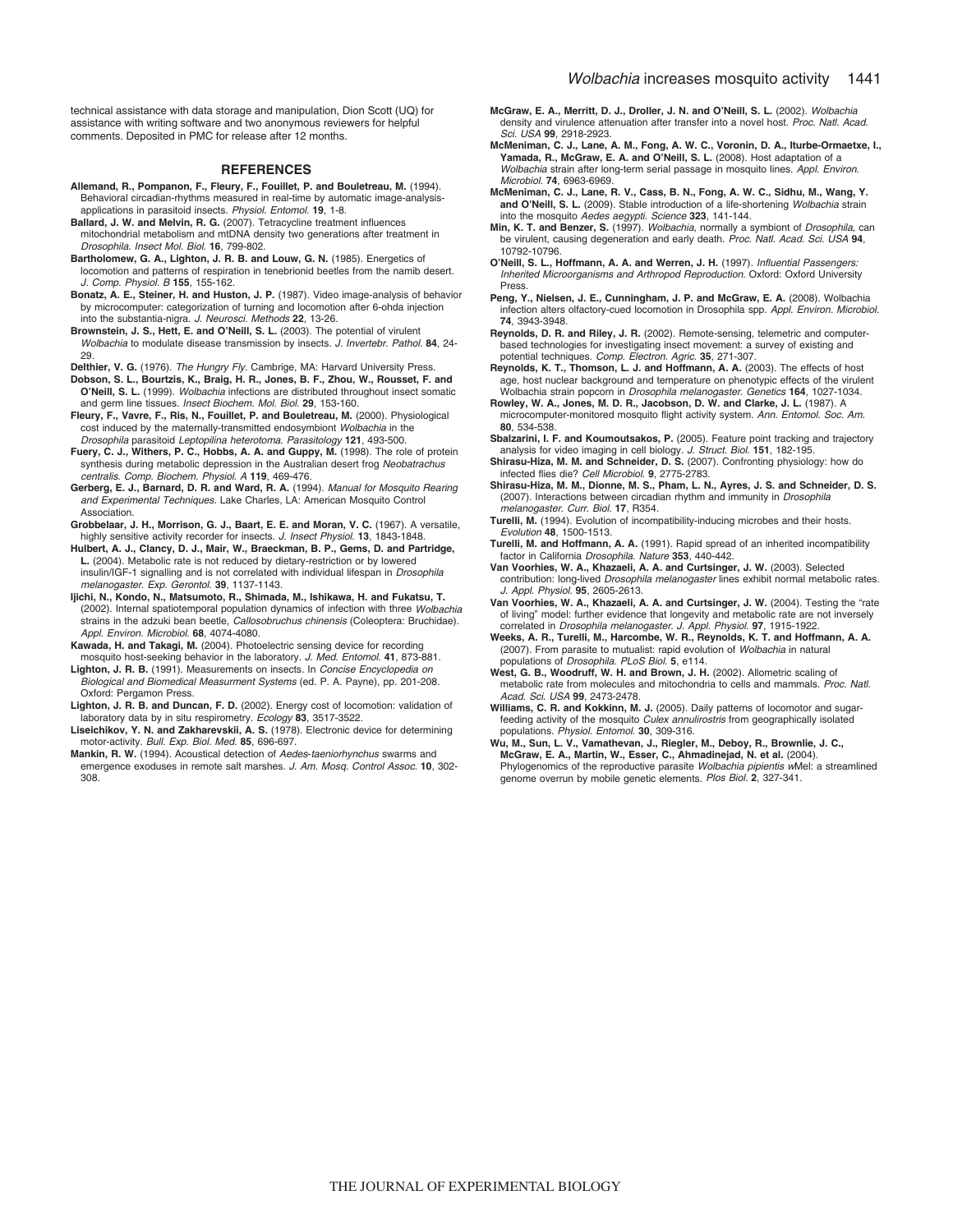technical assistance with data storage and manipulation, Dion Scott (UQ) for assistance with writing software and two anonymous reviewers for helpful comments. Deposited in PMC for release after 12 months.

## REFERENCES

**Allemand, R., Pompanon, F., Fleury, F., Fouillet, P. and Bouletreau, M.** (1994). Behavioral circadian-rhythms measured in real-time by automatic image-analysis-applications in parasitoid insects. *Physiol. Entomol.* **19**, 1-8.

**Ballard, J. W. and Melvin, R. G.** (2007). Tetracycline treatment influences mitochondrial metabolism and mtDNA density two generations after treatment in *Drosophila*. *Insect Mol. Biol.* **16**, 799-802.

**Bartholomew, G. A., Lighton, J. R. B. and Louw, G. N.** (1985). Energetics of locomotion and patterns of respiration in tenebrionid beetles from the namib desert. *J. Comp. Physiol. B* **155**, 155-162.

**Bonatz, A. E., Steiner, H. and Huston, J. P.** (1987). Video image-analysis of behavior by microcomputer: categorization of turning and locomotion after 6-ohda injection into the substantia-nigra. *J. Neurosci. Methods* **22**, 13-26.

**Brownstein, J. S., Hett, E. and O'Neill, S. L.** (2003). The potential of virulent *Wolbachia* to modulate disease transmission by insects. *J. Invertebr. Pathol.* **84**, 24-29.

**Delthier, V. G.** (1976). *The Hungry Fly*. Cambrige, MA: Harvard University Press.

**Dobson, S. L., Bourtzis, K., Braig, H. R., Jones, B. F., Zhou, W., Rousset, F. and O'Neill, S. L.** (1999). *Wolbachia* infections are distributed throughout insect somatic and germ line tissues. *Insect Biochem. Mol. Biol.* **29**, 153-160.

**Fleury, F., Vavre, F., Ris, N., Fouillet, P. and Bouletreau, M.** (2000). Physiological cost induced by the maternally-transmitted endosymbiont *Wolbachia* in the *Drosophila* parasitoid *Leptopilina heterotoma*. *Parasitology* **121**, 493-500.

**Fuery, C. J., Withers, P. C., Hobbs, A. A. and Guppy, M.** (1998). The role of protein synthesis during metabolic depression in the Australian desert frog *Neobatrachus centralis*. *Comp. Biochem. Physiol. A* **119**, 469-476.

**Gerberg, E. J., Barnard, D. R. and Ward, R. A.** (1994). *Manual for Mosquito Rearing and Experimental Techniques*. Lake Charles, LA: American Mosquito Control Association.

**Grobbelaar, J. H., Morrison, G. J., Baart, E. E. and Moran, V. C.** (1967). A versatile, highly sensitive activity recorder for insects. *J. Insect Physiol.* **13**, 1843-1848.

**Hulbert, A. J., Clancy, D. J., Mair, W., Braeckman, B. P., Gems, D. and Partridge, L.** (2004). Metabolic rate is not reduced by dietary-restriction or by lowered insulin/IGF-1 signalling and is not correlated with individual lifespan in *Drosophila melanogaster*. *Exp. Gerontol.* **39**, 1137-1143.

**Ijichi, N., Kondo, N., Matsumoto, R., Shimada, M., Ishikawa, H. and Fukatsu, T.** (2002). Internal spatiotemporal population dynamics of infection with three *Wolbachia* strains in the adzuki bean beetle, *Callosobruchus chinensis* (Coleoptera: Bruchidae). *Appl. Environ. Microbiol.* **68**, 4074-4080.

**Kawada, H. and Takagi, M.** (2004). Photoelectric sensing device for recording mosquito host-seeking behavior in the laboratory. *J. Med. Entomol.* **41**, 873-881.

**Lighton, J. R. B.** (1991). Measurements on insects. In *Concise Encyclopedia on Biological and Biomedical Measurment Systems* (ed. P. A. Payne), pp. 201-208. Oxford: Pergamon Press.

**Lighton, J. R. B. and Duncan, F. D.** (2002). Energy cost of locomotion: validation of laboratory data by in situ respirometry. *Ecology* **83**, 3517-3522.

**Liseichikov, Y. N. and Zakharevskii, A. S.** (1978). Electronic device for determining motor-activity. *Bull. Exp. Biol. Med.* **85**, 696-697.

**Mankin, R. W.** (1994). Acoustical detection of *Aedes-taeniorhynchus* swarms and emergence exoduses in remote salt marshes. *J. Am. Mosq. Control Assoc.* **10**, 302-308.

**McGraw, E. A., Merritt, D. J., Droller, J. N. and O'Neill, S. L.** (2002). *Wolbachia* density and virulence attenuation after transfer into a novel host. *Proc. Natl. Acad. Sci. USA* **99**, 2918-2923.

**McMeniman, C. J., Lane, A. M., Fong, A. W. C., Voronin, D. A., Iturbe-Ormaetxe, I., Yamada, R., McGraw, E. A. and O'Neill, S. L.** (2008). Host adaptation of a *Wolbachia* strain after long-term serial passage in mosquito lines. *Appl. Environ. Microbiol.* **74**, 6963-6969.

**McMeniman, C. J., Lane, R. V., Cass, B. N., Fong, A. W. C., Sidhu, M., Wang, Y. and O'Neill, S. L.** (2009). Stable introduction of a life-shortening *Wolbachia* strain into the mosquito *Aedes aegypti*. *Science* **323**, 141-144.

**Min, K. T. and Benzer, S.** (1997). *Wolbachia*, normally a symbiont of *Drosophila*, can be virulent, causing degeneration and early death. *Proc. Natl. Acad. Sci. USA* **94**, 10792-10796.

**O'Neill, S. L., Hoffmann, A. A. and Werren, J. H.** (1997). *Influential Passengers: Inherited Microorganisms and Arthropod Reproduction*. Oxford: Oxford University Press.

**Peng, Y., Nielsen, J. E., Cunningham, J. P. and McGraw, E. A.** (2008). Wolbachia infection alters olfactory-cued locomotion in Drosophila spp. *Appl. Environ. Microbiol.* **74**, 3943-3948.

**Reynolds, D. R. and Riley, J. R.** (2002). Remote-sensing, telemetric and computer-based technologies for investigating insect movement: a survey of existing and potential techniques. *Comp. Electron. Agric.* **35**, 271-307.

**Reynolds, K. T., Thomson, L. J. and Hoffmann, A. A.** (2003). The effects of host age, host nuclear background and temperature on phenotypic effects of the virulent Wolbachia strain popcorn in *Drosophila melanogaster*. *Genetics* **164**, 1027-1034.

**Rowley, W. A., Jones, M. D. R., Jacobson, D. W. and Clarke, J. L.** (1987). A microcomputer-monitored mosquito flight activity system. *Ann. Entomol. Soc. Am.* **80**, 534-538.

**Sbalzarini, I. F. and Koumoutsakos, P.** (2005). Feature point tracking and trajectory analysis for video imaging in cell biology. *J. Struct. Biol.* **151**, 182-195.

**Shirasu-Hiza, M. M. and Schneider, D. S.** (2007). Confronting physiology: how do infected flies die? *Cell Microbiol.* **9**, 2775-2783.

**Shirasu-Hiza, M. M., Dionne, M. S., Pham, L. N., Ayres, J. S. and Schneider, D. S.** (2007). Interactions between circadian rhythm and immunity in *Drosophila melanogaster*. *Curr. Biol.* **17**, R354.

**Turelli, M.** (1994). Evolution of incompatibility-inducing microbes and their hosts. *Evolution* **48**, 1500-1513.

**Turelli, M. and Hoffmann, A. A.** (1991). Rapid spread of an inherited incompatibility factor in California *Drosophila*. *Nature* **353**, 440-442.

**Van Voorhies, W. A., Khazaeli, A. A. and Curtsinger, J. W.** (2003). Selected contribution: long-lived *Drosophila melanogaster* lines exhibit normal metabolic rates. *J. Appl. Physiol.* **95**, 2605-2613.

**Van Voorhies, W. A., Khazaeli, A. A. and Curtsinger, J. W.** (2004). Testing the "rate of living" model: further evidence that longevity and metabolic rate are not inversely correlated in *Drosophila melanogaster*. *J. Appl. Physiol.* **97**, 1915-1922.

**Weeks, A. R., Turelli, M., Harcombe, W. R., Reynolds, K. T. and Hoffmann, A. A.** (2007). From parasite to mutualist: rapid evolution of *Wolbachia* in natural populations of *Drosophila*. *PLoS Biol.* **5**, e114.

**West, G. B., Woodruff, W. H. and Brown, J. H.** (2002). Allometric scaling of metabolic rate from molecules and mitochondria to cells and mammals. *Proc. Natl. Acad. Sci. USA* **99**, 2473-2478.

**Williams, C. R. and Kokkinn, M. J.** (2005). Daily patterns of locomotor and sugar-feeding activity of the mosquito *Culex annulirostris* from geographically isolated populations. *Physiol. Entomol.* **30**, 309-316.

**Wu, M., Sun, L. V., Vamathevan, J., Riegler, M., Deboy, R., Brownlie, J. C., McGraw, E. A., Martin, W., Esser, C., Ahmadinejad, N. et al.** (2004). Phylogenomics of the reproductive parasite *Wolbachia pipientis w*Mel: a streamlined genome overrun by mobile genetic elements. *Plos Biol.* **2**, 327-341.